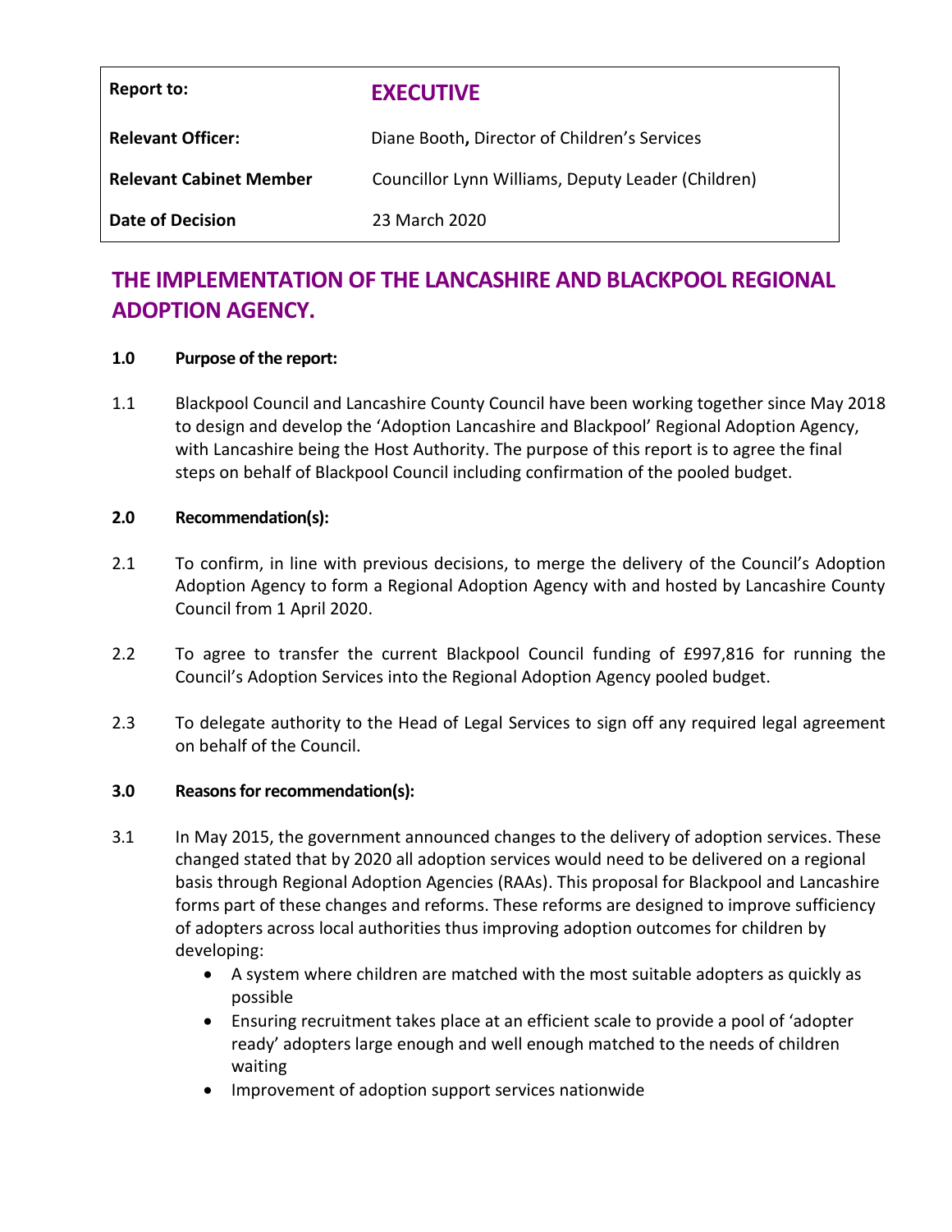| Report to: | EXECUTIVE |
| --- | --- |
| Relevant Officer: | Diane Booth, Director of Children's Services |
| Relevant Cabinet Member | Councillor Lynn Williams, Deputy Leader (Children) |
| Date of Decision | 23 March 2020 |

# THE IMPLEMENTATION OF THE LANCASHIRE AND BLACKPOOL REGIONAL ADOPTION AGENCY.

**1.0 Purpose of the report:**

1.1 Blackpool Council and Lancashire County Council have been working together since May 2018 to design and develop the 'Adoption Lancashire and Blackpool' Regional Adoption Agency, with Lancashire being the Host Authority. The purpose of this report is to agree the final steps on behalf of Blackpool Council including confirmation of the pooled budget.

**2.0 Recommendation(s):**

2.1 To confirm, in line with previous decisions, to merge the delivery of the Council's Adoption Adoption Agency to form a Regional Adoption Agency with and hosted by Lancashire County Council from 1 April 2020.

2.2 To agree to transfer the current Blackpool Council funding of £997,816 for running the Council's Adoption Services into the Regional Adoption Agency pooled budget.

2.3 To delegate authority to the Head of Legal Services to sign off any required legal agreement on behalf of the Council.

**3.0 Reasons for recommendation(s):**

3.1 In May 2015, the government announced changes to the delivery of adoption services. These changed stated that by 2020 all adoption services would need to be delivered on a regional basis through Regional Adoption Agencies (RAAs). This proposal for Blackpool and Lancashire forms part of these changes and reforms. These reforms are designed to improve sufficiency of adopters across local authorities thus improving adoption outcomes for children by developing:

- A system where children are matched with the most suitable adopters as quickly as possible
- Ensuring recruitment takes place at an efficient scale to provide a pool of 'adopter ready' adopters large enough and well enough matched to the needs of children waiting
- Improvement of adoption support services nationwide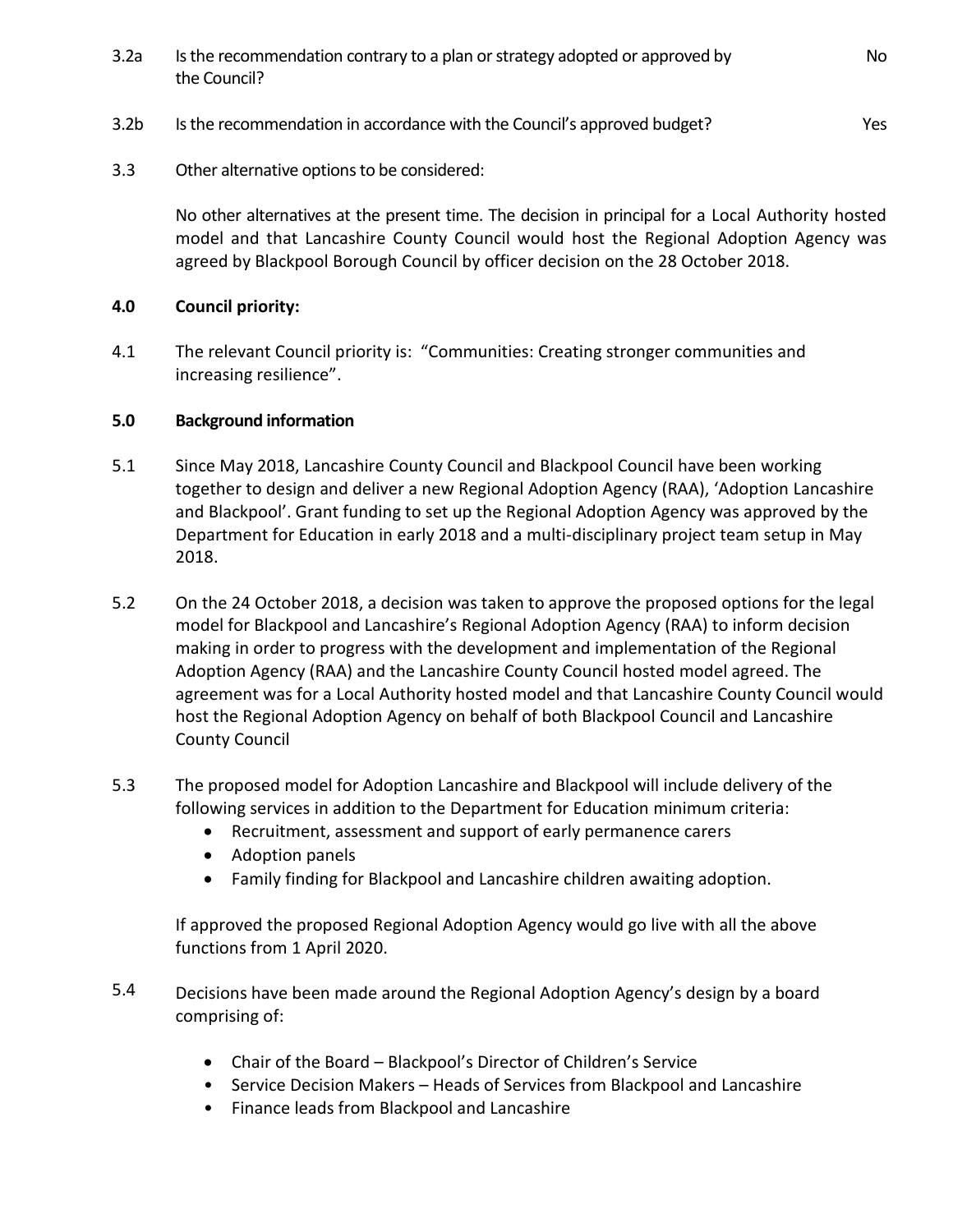3.2a Is the recommendation contrary to a plan or strategy adopted or approved by the Council? No

3.2b Is the recommendation in accordance with the Council's approved budget? Yes

3.3 Other alternative options to be considered:

No other alternatives at the present time. The decision in principal for a Local Authority hosted model and that Lancashire County Council would host the Regional Adoption Agency was agreed by Blackpool Borough Council by officer decision on the 28 October 2018.

**4.0 Council priority:**

4.1 The relevant Council priority is: "Communities: Creating stronger communities and increasing resilience".

**5.0 Background information**

5.1 Since May 2018, Lancashire County Council and Blackpool Council have been working together to design and deliver a new Regional Adoption Agency (RAA), 'Adoption Lancashire and Blackpool'. Grant funding to set up the Regional Adoption Agency was approved by the Department for Education in early 2018 and a multi-disciplinary project team setup in May 2018.

5.2 On the 24 October 2018, a decision was taken to approve the proposed options for the legal model for Blackpool and Lancashire's Regional Adoption Agency (RAA) to inform decision making in order to progress with the development and implementation of the Regional Adoption Agency (RAA) and the Lancashire County Council hosted model agreed. The agreement was for a Local Authority hosted model and that Lancashire County Council would host the Regional Adoption Agency on behalf of both Blackpool Council and Lancashire County Council

5.3 The proposed model for Adoption Lancashire and Blackpool will include delivery of the following services in addition to the Department for Education minimum criteria:

- Recruitment, assessment and support of early permanence carers
- Adoption panels
- Family finding for Blackpool and Lancashire children awaiting adoption.

If approved the proposed Regional Adoption Agency would go live with all the above functions from 1 April 2020.

5.4 Decisions have been made around the Regional Adoption Agency's design by a board comprising of:

- Chair of the Board – Blackpool's Director of Children's Service
- Service Decision Makers – Heads of Services from Blackpool and Lancashire
- Finance leads from Blackpool and Lancashire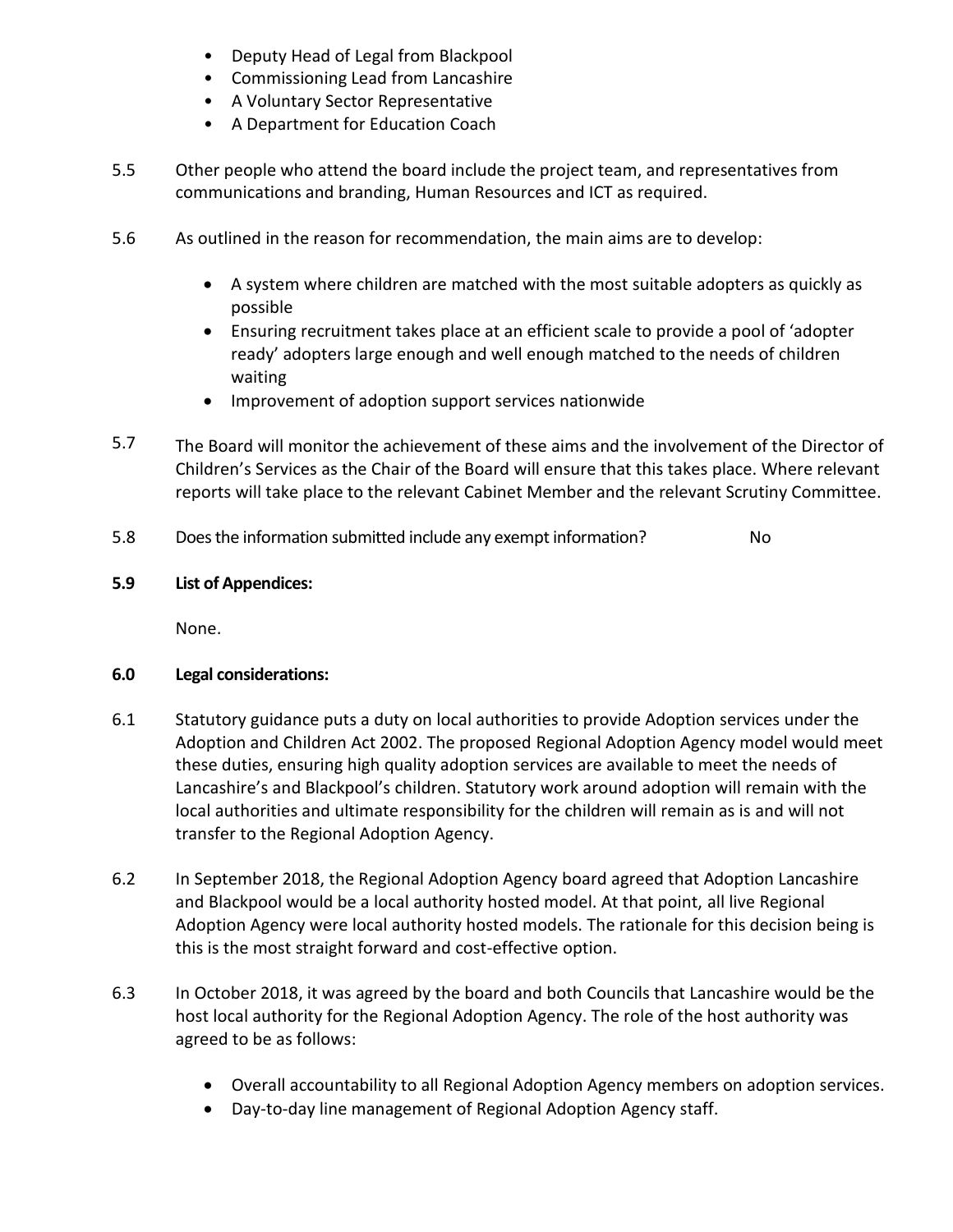- Deputy Head of Legal from Blackpool
- Commissioning Lead from Lancashire
- A Voluntary Sector Representative
- A Department for Education Coach

5.5 Other people who attend the board include the project team, and representatives from communications and branding, Human Resources and ICT as required.

5.6 As outlined in the reason for recommendation, the main aims are to develop:

- A system where children are matched with the most suitable adopters as quickly as possible
- Ensuring recruitment takes place at an efficient scale to provide a pool of 'adopter ready' adopters large enough and well enough matched to the needs of children waiting
- Improvement of adoption support services nationwide

5.7 The Board will monitor the achievement of these aims and the involvement of the Director of Children's Services as the Chair of the Board will ensure that this takes place. Where relevant reports will take place to the relevant Cabinet Member and the relevant Scrutiny Committee.

5.8 Does the information submitted include any exempt information? No

**5.9 List of Appendices:**

None.

**6.0 Legal considerations:**

6.1 Statutory guidance puts a duty on local authorities to provide Adoption services under the Adoption and Children Act 2002. The proposed Regional Adoption Agency model would meet these duties, ensuring high quality adoption services are available to meet the needs of Lancashire's and Blackpool's children. Statutory work around adoption will remain with the local authorities and ultimate responsibility for the children will remain as is and will not transfer to the Regional Adoption Agency.

6.2 In September 2018, the Regional Adoption Agency board agreed that Adoption Lancashire and Blackpool would be a local authority hosted model. At that point, all live Regional Adoption Agency were local authority hosted models. The rationale for this decision being is this is the most straight forward and cost-effective option.

6.3 In October 2018, it was agreed by the board and both Councils that Lancashire would be the host local authority for the Regional Adoption Agency. The role of the host authority was agreed to be as follows:

- Overall accountability to all Regional Adoption Agency members on adoption services.
- Day-to-day line management of Regional Adoption Agency staff.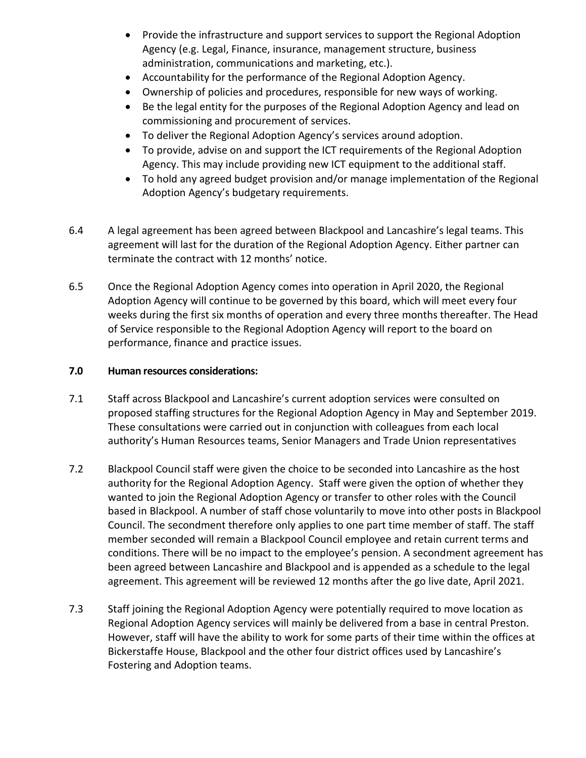- Provide the infrastructure and support services to support the Regional Adoption Agency (e.g. Legal, Finance, insurance, management structure, business administration, communications and marketing, etc.).
- Accountability for the performance of the Regional Adoption Agency.
- Ownership of policies and procedures, responsible for new ways of working.
- Be the legal entity for the purposes of the Regional Adoption Agency and lead on commissioning and procurement of services.
- To deliver the Regional Adoption Agency's services around adoption.
- To provide, advise on and support the ICT requirements of the Regional Adoption Agency. This may include providing new ICT equipment to the additional staff.
- To hold any agreed budget provision and/or manage implementation of the Regional Adoption Agency's budgetary requirements.

6.4 A legal agreement has been agreed between Blackpool and Lancashire's legal teams. This agreement will last for the duration of the Regional Adoption Agency. Either partner can terminate the contract with 12 months' notice.

6.5 Once the Regional Adoption Agency comes into operation in April 2020, the Regional Adoption Agency will continue to be governed by this board, which will meet every four weeks during the first six months of operation and every three months thereafter. The Head of Service responsible to the Regional Adoption Agency will report to the board on performance, finance and practice issues.

**7.0 Human resources considerations:**

7.1 Staff across Blackpool and Lancashire's current adoption services were consulted on proposed staffing structures for the Regional Adoption Agency in May and September 2019. These consultations were carried out in conjunction with colleagues from each local authority's Human Resources teams, Senior Managers and Trade Union representatives

7.2 Blackpool Council staff were given the choice to be seconded into Lancashire as the host authority for the Regional Adoption Agency. Staff were given the option of whether they wanted to join the Regional Adoption Agency or transfer to other roles with the Council based in Blackpool. A number of staff chose voluntarily to move into other posts in Blackpool Council. The secondment therefore only applies to one part time member of staff. The staff member seconded will remain a Blackpool Council employee and retain current terms and conditions. There will be no impact to the employee's pension. A secondment agreement has been agreed between Lancashire and Blackpool and is appended as a schedule to the legal agreement. This agreement will be reviewed 12 months after the go live date, April 2021.

7.3 Staff joining the Regional Adoption Agency were potentially required to move location as Regional Adoption Agency services will mainly be delivered from a base in central Preston. However, staff will have the ability to work for some parts of their time within the offices at Bickerstaffe House, Blackpool and the other four district offices used by Lancashire's Fostering and Adoption teams.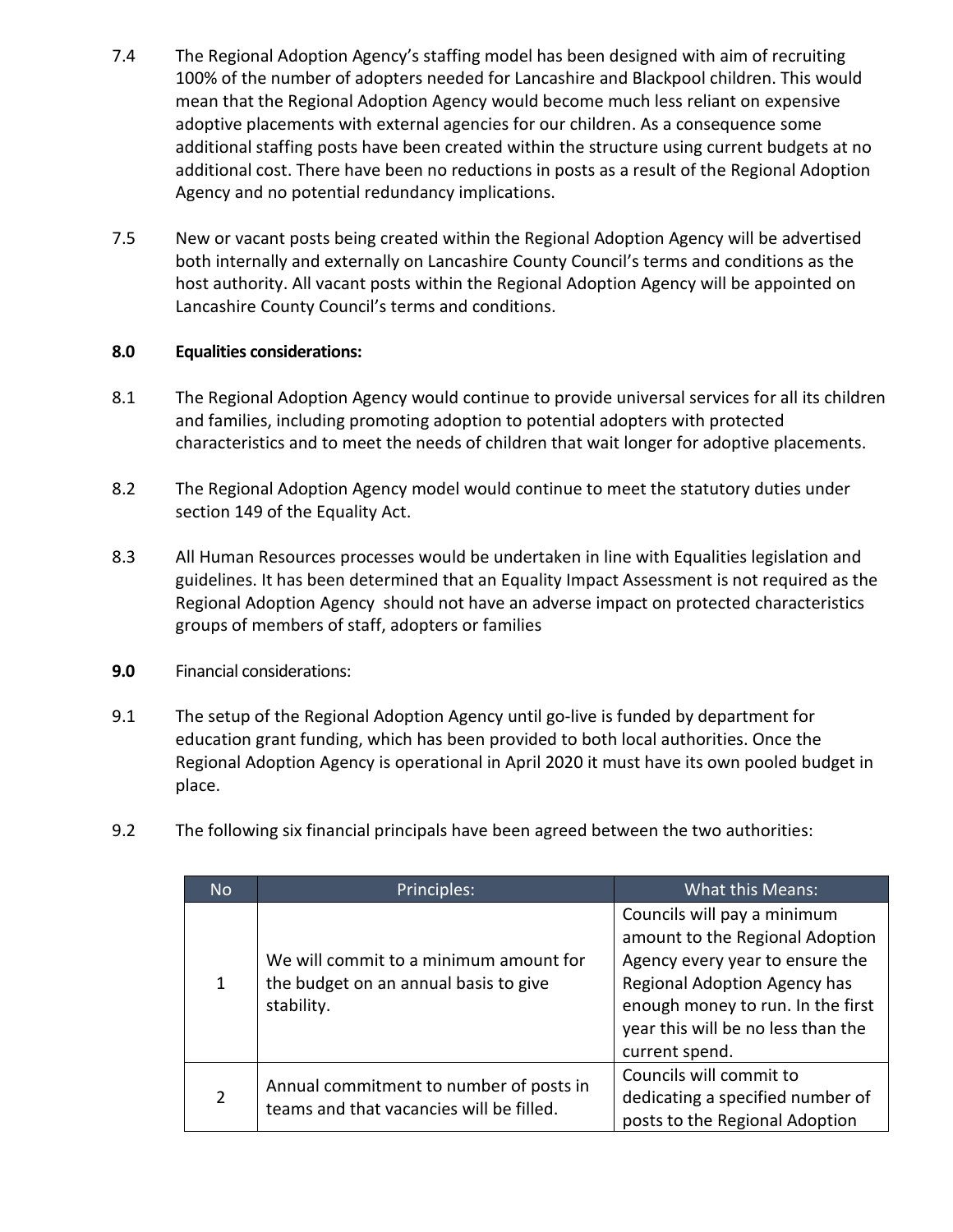7.4 The Regional Adoption Agency's staffing model has been designed with aim of recruiting 100% of the number of adopters needed for Lancashire and Blackpool children. This would mean that the Regional Adoption Agency would become much less reliant on expensive adoptive placements with external agencies for our children. As a consequence some additional staffing posts have been created within the structure using current budgets at no additional cost. There have been no reductions in posts as a result of the Regional Adoption Agency and no potential redundancy implications.

7.5 New or vacant posts being created within the Regional Adoption Agency will be advertised both internally and externally on Lancashire County Council's terms and conditions as the host authority. All vacant posts within the Regional Adoption Agency will be appointed on Lancashire County Council's terms and conditions.

**8.0 Equalities considerations:**

8.1 The Regional Adoption Agency would continue to provide universal services for all its children and families, including promoting adoption to potential adopters with protected characteristics and to meet the needs of children that wait longer for adoptive placements.

8.2 The Regional Adoption Agency model would continue to meet the statutory duties under section 149 of the Equality Act.

8.3 All Human Resources processes would be undertaken in line with Equalities legislation and guidelines. It has been determined that an Equality Impact Assessment is not required as the Regional Adoption Agency should not have an adverse impact on protected characteristics groups of members of staff, adopters or families

**9.0** Financial considerations:

9.1 The setup of the Regional Adoption Agency until go-live is funded by department for education grant funding, which has been provided to both local authorities. Once the Regional Adoption Agency is operational in April 2020 it must have its own pooled budget in place.

9.2 The following six financial principals have been agreed between the two authorities:

| No | Principles: | What this Means: |
|---|---|---|
| 1 | We will commit to a minimum amount for the budget on an annual basis to give stability. | Councils will pay a minimum amount to the Regional Adoption Agency every year to ensure the Regional Adoption Agency has enough money to run. In the first year this will be no less than the current spend. |
| 2 | Annual commitment to number of posts in teams and that vacancies will be filled. | Councils will commit to dedicating a specified number of posts to the Regional Adoption |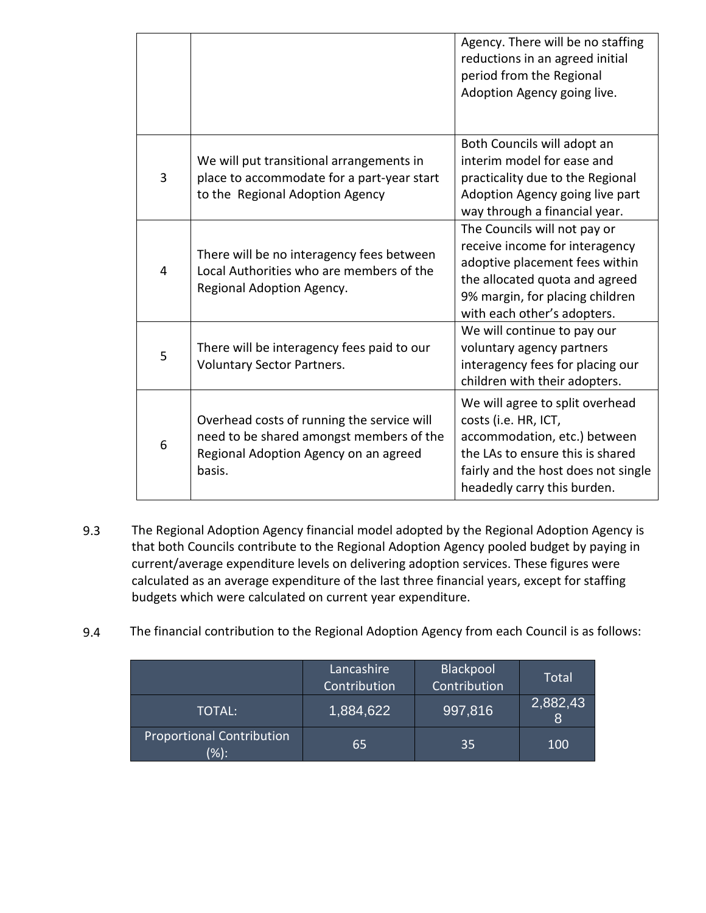| | | |
|---|---|---|
| | | Agency. There will be no staffing reductions in an agreed initial period from the Regional Adoption Agency going live. |
| 3 | We will put transitional arrangements in place to accommodate for a part-year start to the Regional Adoption Agency | Both Councils will adopt an interim model for ease and practicality due to the Regional Adoption Agency going live part way through a financial year. |
| 4 | There will be no interagency fees between Local Authorities who are members of the Regional Adoption Agency. | The Councils will not pay or receive income for interagency adoptive placement fees within the allocated quota and agreed 9% margin, for placing children with each other's adopters. |
| 5 | There will be interagency fees paid to our Voluntary Sector Partners. | We will continue to pay our voluntary agency partners interagency fees for placing our children with their adopters. |
| 6 | Overhead costs of running the service will need to be shared amongst members of the Regional Adoption Agency on an agreed basis. | We will agree to split overhead costs (i.e. HR, ICT, accommodation, etc.) between the LAs to ensure this is shared fairly and the host does not single headedly carry this burden. |

9.3 The Regional Adoption Agency financial model adopted by the Regional Adoption Agency is that both Councils contribute to the Regional Adoption Agency pooled budget by paying in current/average expenditure levels on delivering adoption services. These figures were calculated as an average expenditure of the last three financial years, except for staffing budgets which were calculated on current year expenditure.

9.4 The financial contribution to the Regional Adoption Agency from each Council is as follows:

| | Lancashire Contribution | Blackpool Contribution | Total |
|---|---|---|---|
| TOTAL: | 1,884,622 | 997,816 | 2,882,438 |
| Proportional Contribution (%): | 65 | 35 | 100 |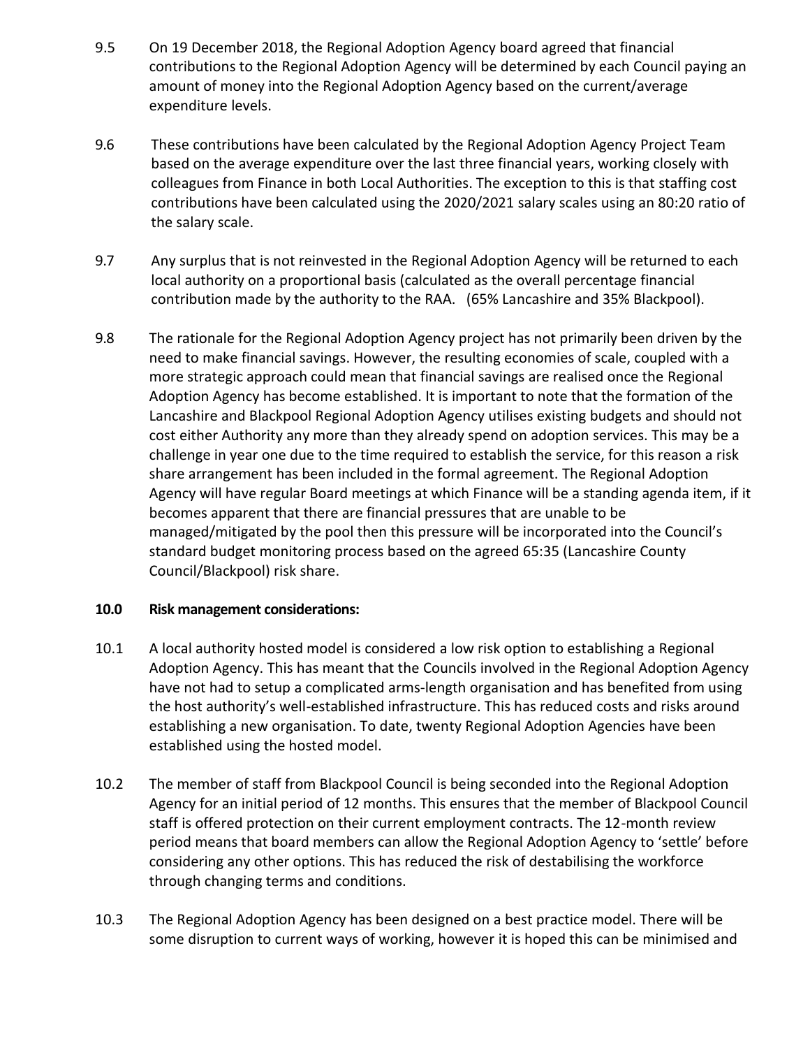9.5 On 19 December 2018, the Regional Adoption Agency board agreed that financial contributions to the Regional Adoption Agency will be determined by each Council paying an amount of money into the Regional Adoption Agency based on the current/average expenditure levels.

9.6 These contributions have been calculated by the Regional Adoption Agency Project Team based on the average expenditure over the last three financial years, working closely with colleagues from Finance in both Local Authorities. The exception to this is that staffing cost contributions have been calculated using the 2020/2021 salary scales using an 80:20 ratio of the salary scale.

9.7 Any surplus that is not reinvested in the Regional Adoption Agency will be returned to each local authority on a proportional basis (calculated as the overall percentage financial contribution made by the authority to the RAA. (65% Lancashire and 35% Blackpool).

9.8 The rationale for the Regional Adoption Agency project has not primarily been driven by the need to make financial savings. However, the resulting economies of scale, coupled with a more strategic approach could mean that financial savings are realised once the Regional Adoption Agency has become established. It is important to note that the formation of the Lancashire and Blackpool Regional Adoption Agency utilises existing budgets and should not cost either Authority any more than they already spend on adoption services. This may be a challenge in year one due to the time required to establish the service, for this reason a risk share arrangement has been included in the formal agreement. The Regional Adoption Agency will have regular Board meetings at which Finance will be a standing agenda item, if it becomes apparent that there are financial pressures that are unable to be managed/mitigated by the pool then this pressure will be incorporated into the Council's standard budget monitoring process based on the agreed 65:35 (Lancashire County Council/Blackpool) risk share.

**10.0 Risk management considerations:**

10.1 A local authority hosted model is considered a low risk option to establishing a Regional Adoption Agency. This has meant that the Councils involved in the Regional Adoption Agency have not had to setup a complicated arms-length organisation and has benefited from using the host authority's well-established infrastructure. This has reduced costs and risks around establishing a new organisation. To date, twenty Regional Adoption Agencies have been established using the hosted model.

10.2 The member of staff from Blackpool Council is being seconded into the Regional Adoption Agency for an initial period of 12 months. This ensures that the member of Blackpool Council staff is offered protection on their current employment contracts. The 12-month review period means that board members can allow the Regional Adoption Agency to 'settle' before considering any other options. This has reduced the risk of destabilising the workforce through changing terms and conditions.

10.3 The Regional Adoption Agency has been designed on a best practice model. There will be some disruption to current ways of working, however it is hoped this can be minimised and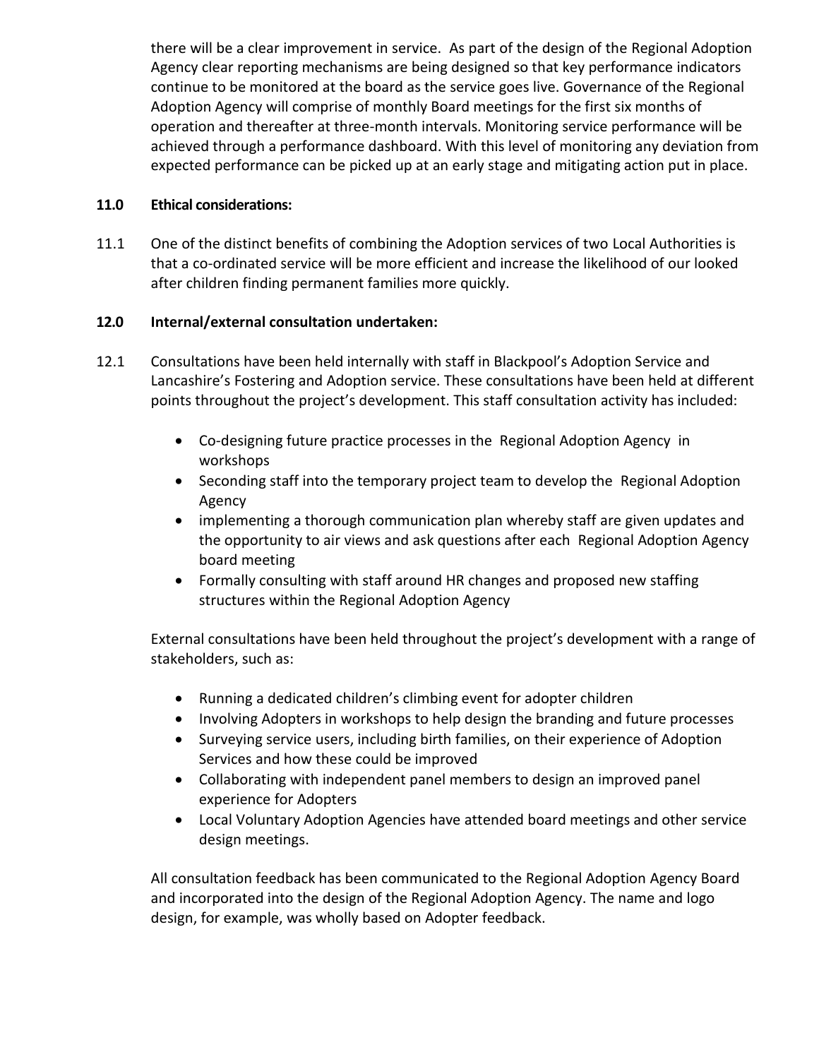there will be a clear improvement in service. As part of the design of the Regional Adoption Agency clear reporting mechanisms are being designed so that key performance indicators continue to be monitored at the board as the service goes live. Governance of the Regional Adoption Agency will comprise of monthly Board meetings for the first six months of operation and thereafter at three-month intervals. Monitoring service performance will be achieved through a performance dashboard. With this level of monitoring any deviation from expected performance can be picked up at an early stage and mitigating action put in place.

**11.0 Ethical considerations:**

11.1 One of the distinct benefits of combining the Adoption services of two Local Authorities is that a co-ordinated service will be more efficient and increase the likelihood of our looked after children finding permanent families more quickly.

**12.0 Internal/external consultation undertaken:**

12.1 Consultations have been held internally with staff in Blackpool's Adoption Service and Lancashire's Fostering and Adoption service. These consultations have been held at different points throughout the project's development. This staff consultation activity has included:

- Co-designing future practice processes in the Regional Adoption Agency in workshops
- Seconding staff into the temporary project team to develop the Regional Adoption Agency
- implementing a thorough communication plan whereby staff are given updates and the opportunity to air views and ask questions after each Regional Adoption Agency board meeting
- Formally consulting with staff around HR changes and proposed new staffing structures within the Regional Adoption Agency

External consultations have been held throughout the project's development with a range of stakeholders, such as:

- Running a dedicated children's climbing event for adopter children
- Involving Adopters in workshops to help design the branding and future processes
- Surveying service users, including birth families, on their experience of Adoption Services and how these could be improved
- Collaborating with independent panel members to design an improved panel experience for Adopters
- Local Voluntary Adoption Agencies have attended board meetings and other service design meetings.

All consultation feedback has been communicated to the Regional Adoption Agency Board and incorporated into the design of the Regional Adoption Agency. The name and logo design, for example, was wholly based on Adopter feedback.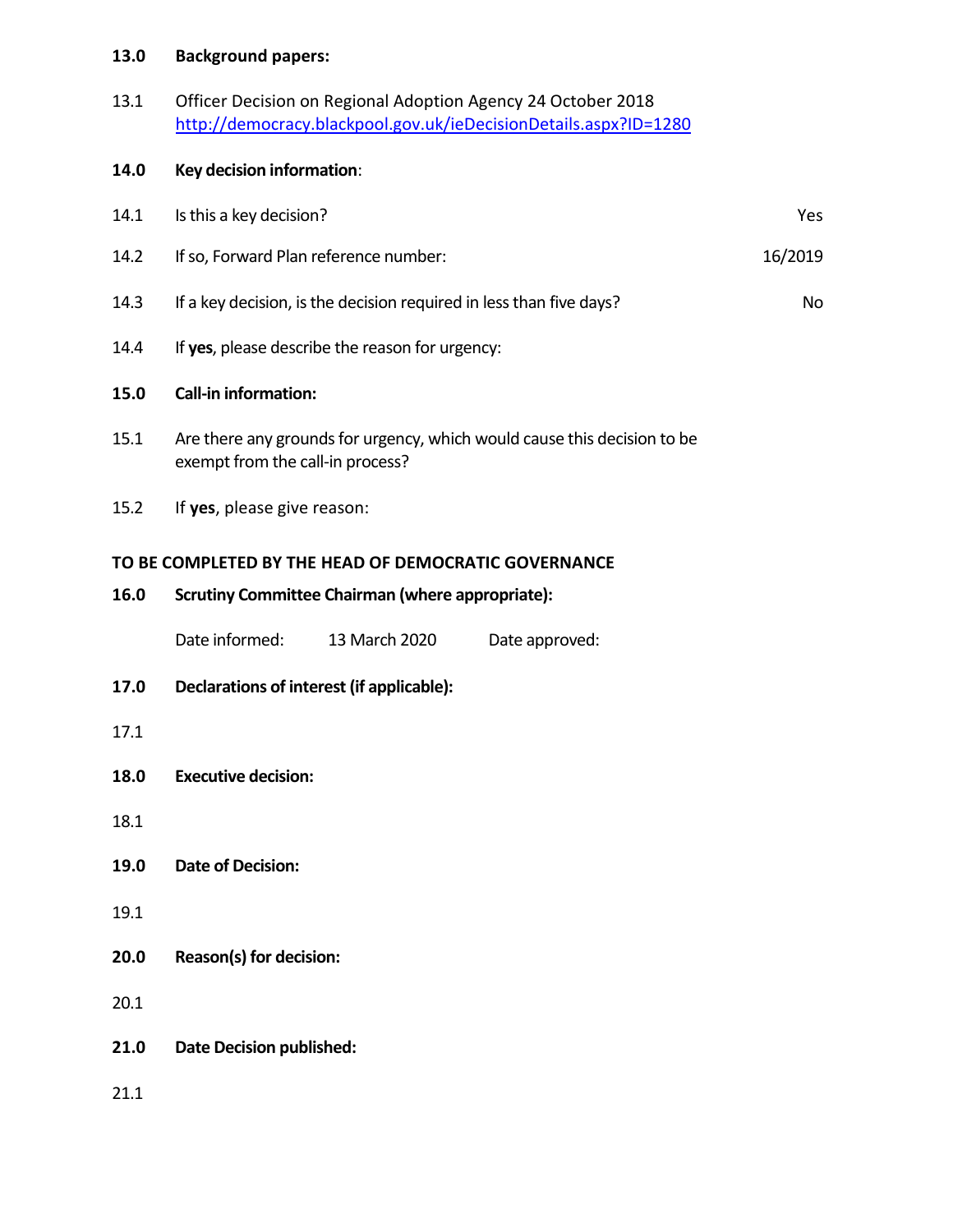**13.0 Background papers:**

13.1 Officer Decision on Regional Adoption Agency 24 October 2018
[http://democracy.blackpool.gov.uk/ieDecisionDetails.aspx?ID=1280](http://democracy.blackpool.gov.uk/ieDecisionDetails.aspx?ID=1280)

**14.0 Key decision information:**

| | | |
|---|---|---|
| 14.1 | Is this a key decision? | Yes |
| 14.2 | If so, Forward Plan reference number: | 16/2019 |
| 14.3 | If a key decision, is the decision required in less than five days? | No |
| 14.4 | If **yes**, please describe the reason for urgency: | |

**15.0 Call-in information:**

15.1 Are there any grounds for urgency, which would cause this decision to be exempt from the call-in process?

15.2 If **yes**, please give reason:

**TO BE COMPLETED BY THE HEAD OF DEMOCRATIC GOVERNANCE**

**16.0 Scrutiny Committee Chairman (where appropriate):**

Date informed: 13 March 2020 Date approved:

**17.0 Declarations of interest (if applicable):**

17.1

**18.0 Executive decision:**

18.1

**19.0 Date of Decision:**

19.1

**20.0 Reason(s) for decision:**

20.1

**21.0 Date Decision published:**

21.1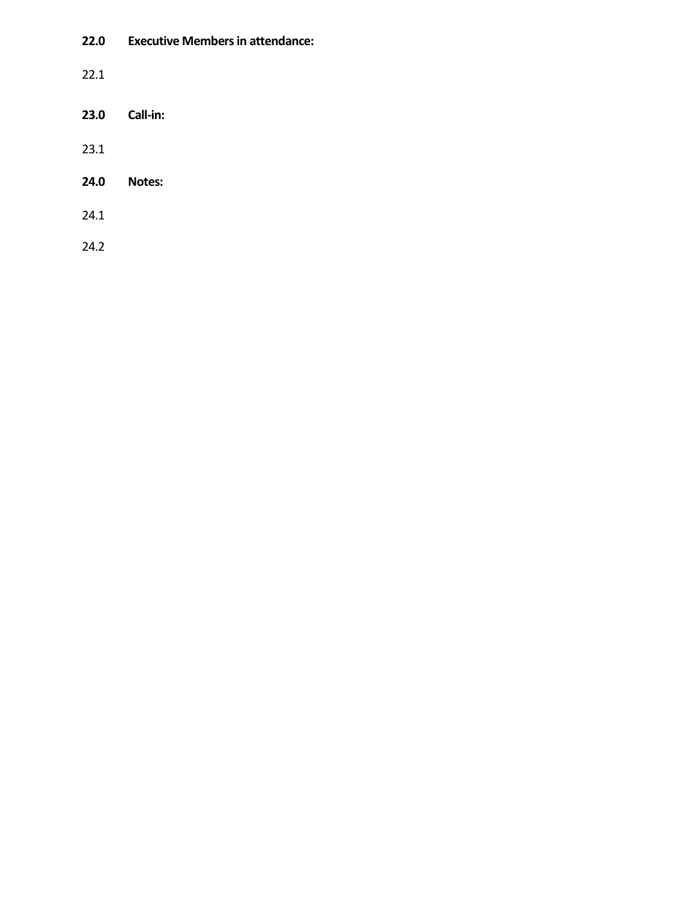**22.0 Executive Members in attendance:**

22.1

**23.0 Call-in:**

23.1

**24.0 Notes:**

24.1

24.2